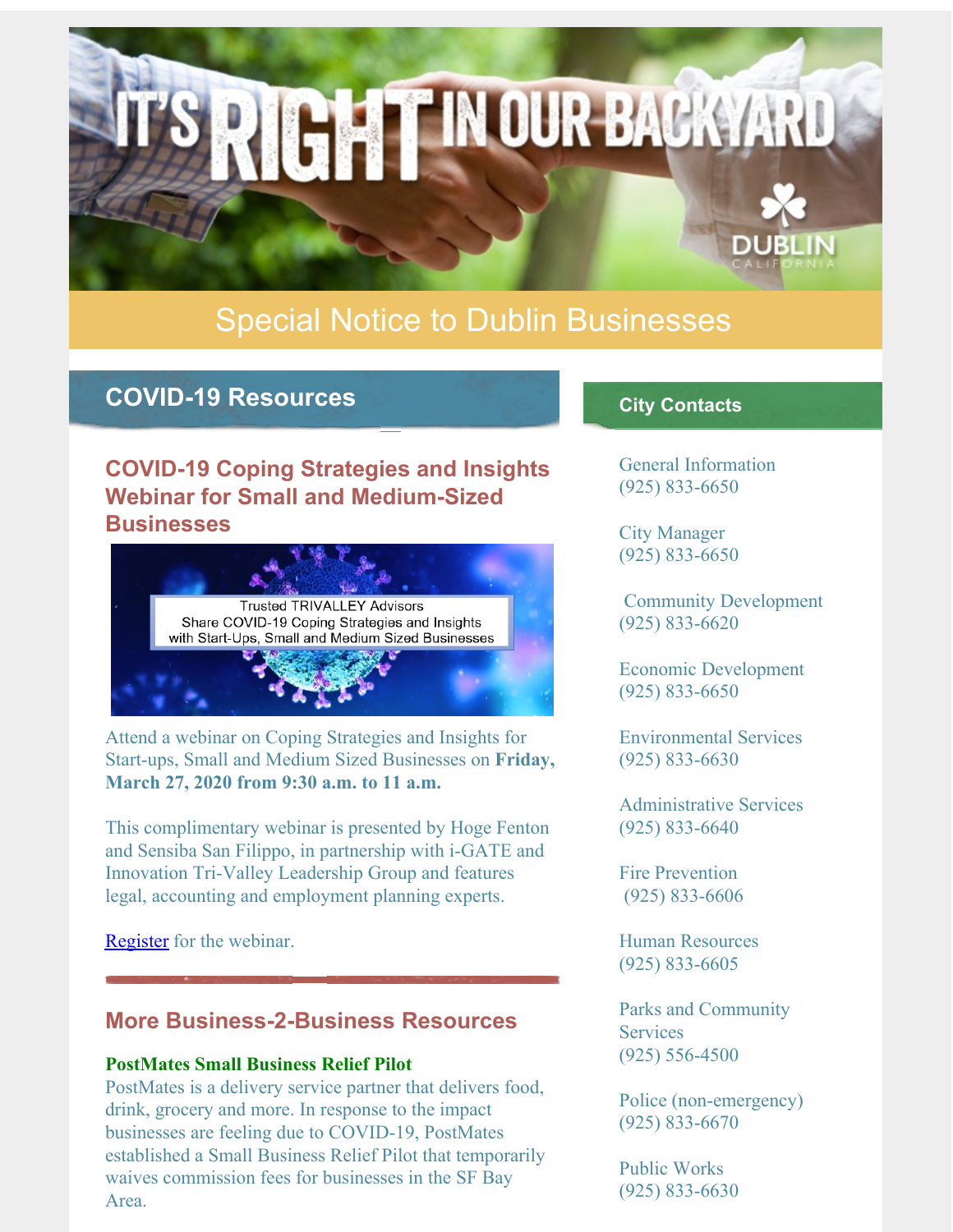# IT'S RIGHT IN OUR BACKYARD

DUBLIN CALIFORNIA

## Special Notice to Dublin Businesses

## COVID-19 Resources

### COVID-19 Coping Strategies and Insights Webinar for Small and Medium-Sized Businesses

Trusted TRIVALLEY Advisors Share COVID-19 Coping Strategies and Insights with Start-Ups, Small and Medium Sized Businesses

Attend a webinar on Coping Strategies and Insights for Start-ups, Small and Medium Sized Businesses on **Friday, March 27, 2020 from 9:30 a.m. to 11 a.m.**

This complimentary webinar is presented by Hoge Fenton and Sensiba San Filippo, in partnership with i-GATE and Innovation Tri-Valley Leadership Group and features legal, accounting and employment planning experts.

Register for the webinar.

### More Business-2-Business Resources

**PostMates Small Business Relief Pilot**

PostMates is a delivery service partner that delivers food, drink, grocery and more. In response to the impact businesses are feeling due to COVID-19, PostMates established a Small Business Relief Pilot that temporarily waives commission fees for businesses in the SF Bay Area.

## City Contacts

General Information
(925) 833-6650

City Manager
(925) 833-6650

Community Development
(925) 833-6620

Economic Development
(925) 833-6650

Environmental Services
(925) 833-6630

Administrative Services
(925) 833-6640

Fire Prevention
(925) 833-6606

Human Resources
(925) 833-6605

Parks and Community Services
(925) 556-4500

Police (non-emergency)
(925) 833-6670

Public Works
(925) 833-6630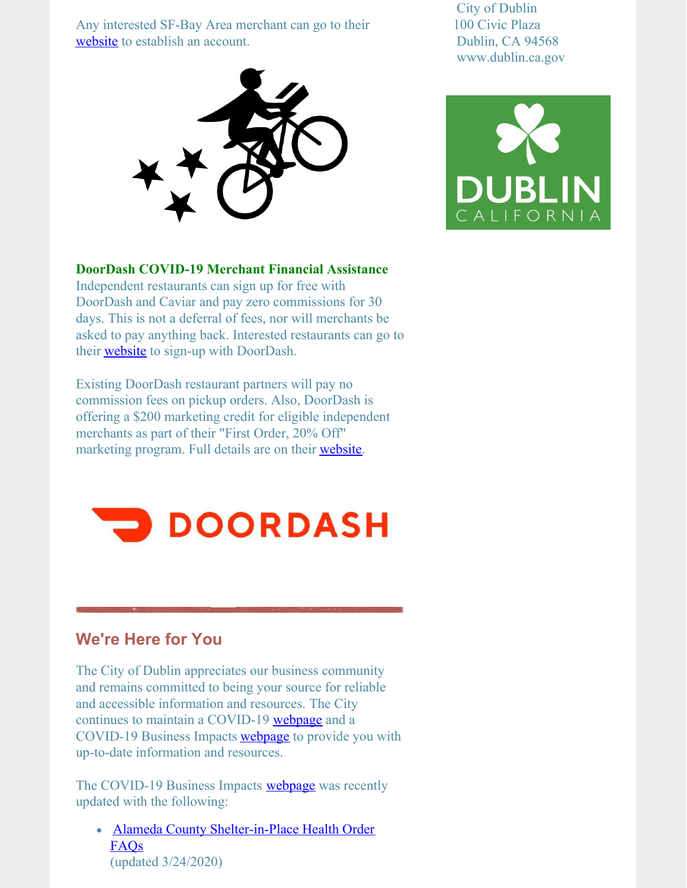Any interested SF-Bay Area merchant can go to their website to establish an account.

City of Dublin
100 Civic Plaza
Dublin, CA 94568
www.dublin.ca.gov

**DoorDash COVID-19 Merchant Financial Assistance**
Independent restaurants can sign up for free with DoorDash and Caviar and pay zero commissions for 30 days. This is not a deferral of fees, nor will merchants be asked to pay anything back. Interested restaurants can go to their website to sign-up with DoorDash.

Existing DoorDash restaurant partners will pay no commission fees on pickup orders. Also, DoorDash is offering a $200 marketing credit for eligible independent merchants as part of their "First Order, 20% Off" marketing program. Full details are on their website.

## We're Here for You

The City of Dublin appreciates our business community and remains committed to being your source for reliable and accessible information and resources. The City continues to maintain a COVID-19 webpage and a COVID-19 Business Impacts webpage to provide you with up-to-date information and resources.

The COVID-19 Business Impacts webpage was recently updated with the following:

- Alameda County Shelter-in-Place Health Order FAQs
  (updated 3/24/2020)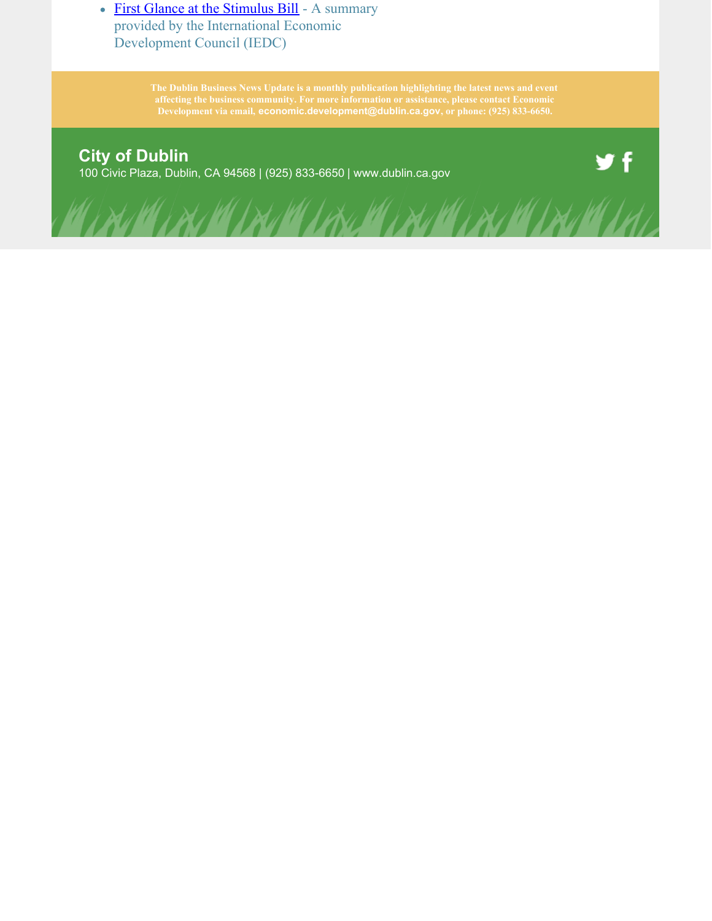- [First Glance at the Stimulus Bill]() - A summary provided by the International Economic Development Council (IEDC)

**The Dublin Business News Update is a monthly publication highlighting the latest news and event affecting the business community. For more information or assistance, please contact Economic Development via email, economic.development@dublin.ca.gov, or phone: (925) 833-6650.**

**City of Dublin**

100 Civic Plaza, Dublin, CA 94568 | (925) 833-6650 | www.dublin.ca.gov